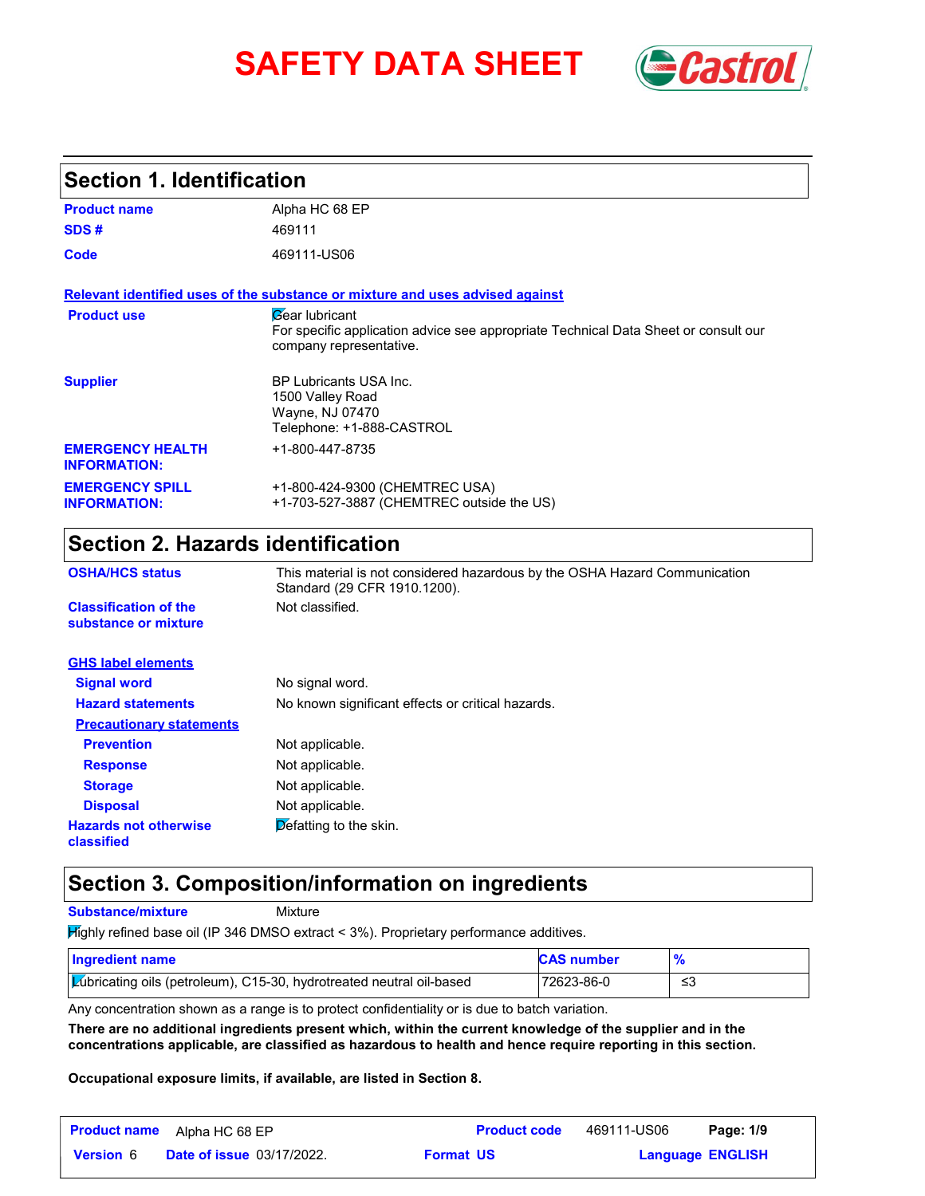# SAFETY DATA SHEET

## Section 1. Identification

| | |
|---|---|
| **Product name** | Alpha HC 68 EP |
| **SDS #** | 469111 |
| **Code** | 469111-US06 |

**Relevant identified uses of the substance or mixture and uses advised against**

| | |
|---|---|
| **Product use** | Gear lubricant<br>For specific application advice see appropriate Technical Data Sheet or consult our company representative. |
| **Supplier** | BP Lubricants USA Inc.<br>1500 Valley Road<br>Wayne, NJ 07470<br>Telephone: +1-888-CASTROL |
| **EMERGENCY HEALTH INFORMATION:** | +1-800-447-8735 |
| **EMERGENCY SPILL INFORMATION:** | +1-800-424-9300 (CHEMTREC USA)<br>+1-703-527-3887 (CHEMTREC outside the US) |

## Section 2. Hazards identification

| | |
|---|---|
| **OSHA/HCS status** | This material is not considered hazardous by the OSHA Hazard Communication Standard (29 CFR 1910.1200). |
| **Classification of the substance or mixture** | Not classified. |

**GHS label elements**

| | |
|---|---|
| **Signal word** | No signal word. |
| **Hazard statements** | No known significant effects or critical hazards. |

**Precautionary statements**

| | |
|---|---|
| **Prevention** | Not applicable. |
| **Response** | Not applicable. |
| **Storage** | Not applicable. |
| **Disposal** | Not applicable. |
| **Hazards not otherwise classified** | Defatting to the skin. |

## Section 3. Composition/information on ingredients

**Substance/mixture** Mixture

Highly refined base oil (IP 346 DMSO extract < 3%). Proprietary performance additives.

| Ingredient name | CAS number | % |
|---|---|---|
| Lubricating oils (petroleum), C15-30, hydrotreated neutral oil-based | 72623-86-0 | ≤3 |

Any concentration shown as a range is to protect confidentiality or is due to batch variation.

**There are no additional ingredients present which, within the current knowledge of the supplier and in the concentrations applicable, are classified as hazardous to health and hence require reporting in this section.**

**Occupational exposure limits, if available, are listed in Section 8.**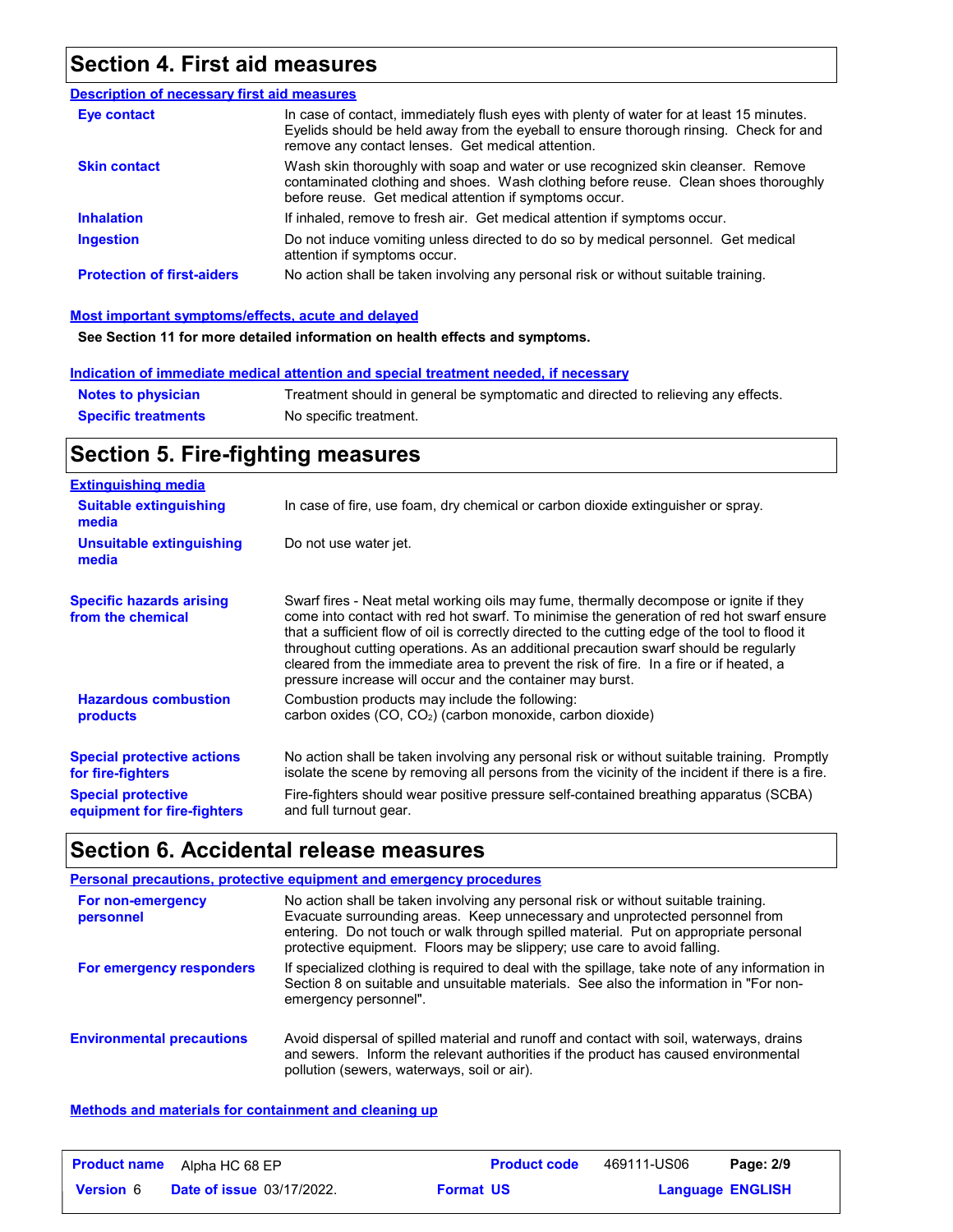# Section 4. First aid measures

### Description of necessary first aid measures

| | |
|---|---|
| **Eye contact** | In case of contact, immediately flush eyes with plenty of water for at least 15 minutes. Eyelids should be held away from the eyeball to ensure thorough rinsing. Check for and remove any contact lenses. Get medical attention. |
| **Skin contact** | Wash skin thoroughly with soap and water or use recognized skin cleanser. Remove contaminated clothing and shoes. Wash clothing before reuse. Clean shoes thoroughly before reuse. Get medical attention if symptoms occur. |
| **Inhalation** | If inhaled, remove to fresh air. Get medical attention if symptoms occur. |
| **Ingestion** | Do not induce vomiting unless directed to do so by medical personnel. Get medical attention if symptoms occur. |
| **Protection of first-aiders** | No action shall be taken involving any personal risk or without suitable training. |

### Most important symptoms/effects, acute and delayed

**See Section 11 for more detailed information on health effects and symptoms.**

### Indication of immediate medical attention and special treatment needed, if necessary

| | |
|---|---|
| **Notes to physician** | Treatment should in general be symptomatic and directed to relieving any effects. |
| **Specific treatments** | No specific treatment. |

# Section 5. Fire-fighting measures

### Extinguishing media

| | |
|---|---|
| **Suitable extinguishing media** | In case of fire, use foam, dry chemical or carbon dioxide extinguisher or spray. |
| **Unsuitable extinguishing media** | Do not use water jet. |

| | |
|---|---|
| **Specific hazards arising from the chemical** | Swarf fires - Neat metal working oils may fume, thermally decompose or ignite if they come into contact with red hot swarf. To minimise the generation of red hot swarf ensure that a sufficient flow of oil is correctly directed to the cutting edge of the tool to flood it throughout cutting operations. As an additional precaution swarf should be regularly cleared from the immediate area to prevent the risk of fire. In a fire or if heated, a pressure increase will occur and the container may burst. |
| **Hazardous combustion products** | Combustion products may include the following: carbon oxides (CO, $CO_2$) (carbon monoxide, carbon dioxide) |
| **Special protective actions for fire-fighters** | No action shall be taken involving any personal risk or without suitable training. Promptly isolate the scene by removing all persons from the vicinity of the incident if there is a fire. |
| **Special protective equipment for fire-fighters** | Fire-fighters should wear positive pressure self-contained breathing apparatus (SCBA) and full turnout gear. |

# Section 6. Accidental release measures

### Personal precautions, protective equipment and emergency procedures

| | |
|---|---|
| **For non-emergency personnel** | No action shall be taken involving any personal risk or without suitable training. Evacuate surrounding areas. Keep unnecessary and unprotected personnel from entering. Do not touch or walk through spilled material. Put on appropriate personal protective equipment. Floors may be slippery; use care to avoid falling. |
| **For emergency responders** | If specialized clothing is required to deal with the spillage, take note of any information in Section 8 on suitable and unsuitable materials. See also the information in "For non-emergency personnel". |

| | |
|---|---|
| **Environmental precautions** | Avoid dispersal of spilled material and runoff and contact with soil, waterways, drains and sewers. Inform the relevant authorities if the product has caused environmental pollution (sewers, waterways, soil or air). |

### Methods and materials for containment and cleaning up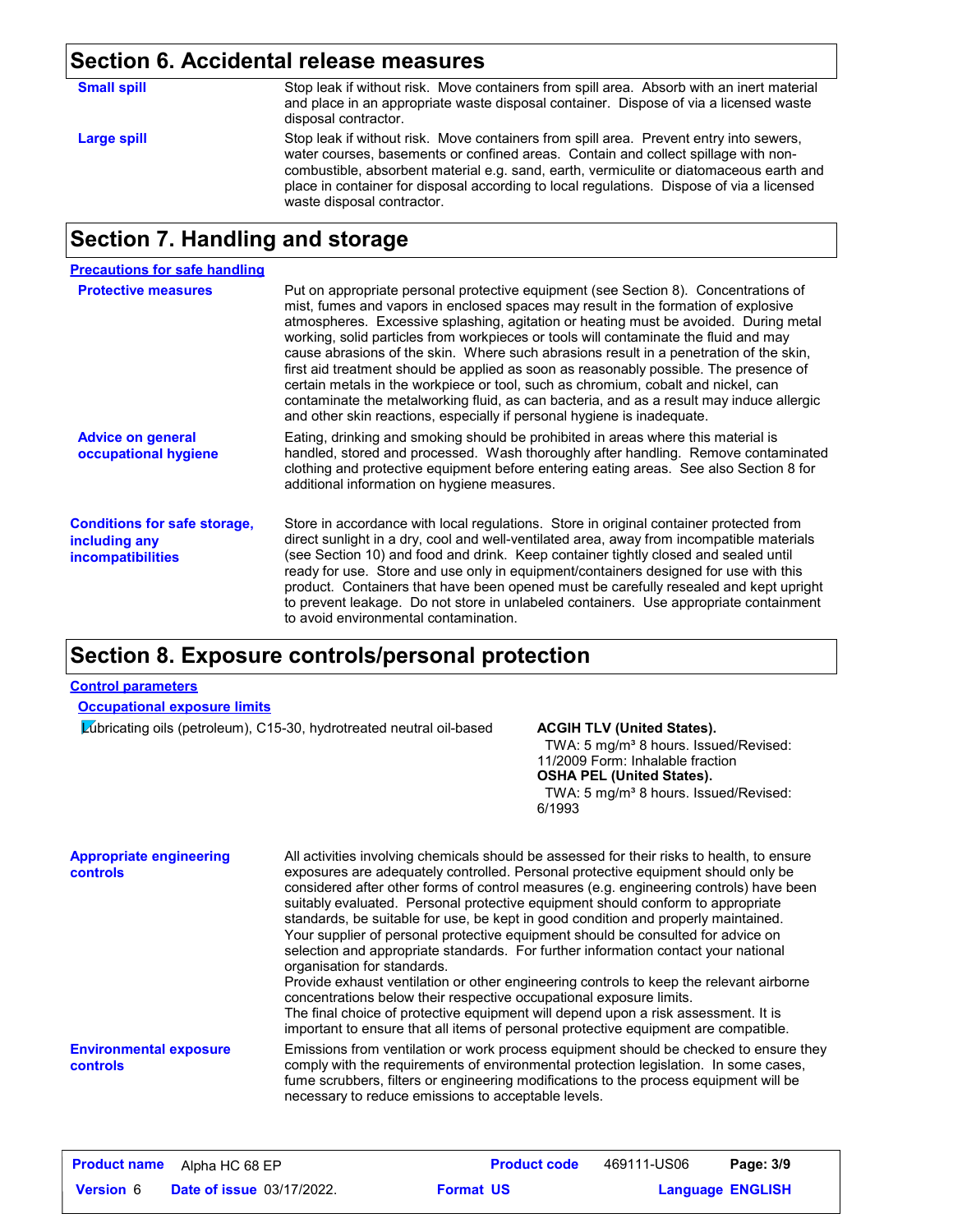## Section 6. Accidental release measures

**Small spill**

Stop leak if without risk. Move containers from spill area. Absorb with an inert material and place in an appropriate waste disposal container. Dispose of via a licensed waste disposal contractor.

**Large spill**

Stop leak if without risk. Move containers from spill area. Prevent entry into sewers, water courses, basements or confined areas. Contain and collect spillage with non-combustible, absorbent material e.g. sand, earth, vermiculite or diatomaceous earth and place in container for disposal according to local regulations. Dispose of via a licensed waste disposal contractor.

## Section 7. Handling and storage

### Precautions for safe handling

**Protective measures**

Put on appropriate personal protective equipment (see Section 8). Concentrations of mist, fumes and vapors in enclosed spaces may result in the formation of explosive atmospheres. Excessive splashing, agitation or heating must be avoided. During metal working, solid particles from workpieces or tools will contaminate the fluid and may cause abrasions of the skin. Where such abrasions result in a penetration of the skin, first aid treatment should be applied as soon as reasonably possible. The presence of certain metals in the workpiece or tool, such as chromium, cobalt and nickel, can contaminate the metalworking fluid, as can bacteria, and as a result may induce allergic and other skin reactions, especially if personal hygiene is inadequate.

**Advice on general occupational hygiene**

Eating, drinking and smoking should be prohibited in areas where this material is handled, stored and processed. Wash thoroughly after handling. Remove contaminated clothing and protective equipment before entering eating areas. See also Section 8 for additional information on hygiene measures.

**Conditions for safe storage, including any incompatibilities**

Store in accordance with local regulations. Store in original container protected from direct sunlight in a dry, cool and well-ventilated area, away from incompatible materials (see Section 10) and food and drink. Keep container tightly closed and sealed until ready for use. Store and use only in equipment/containers designed for use with this product. Containers that have been opened must be carefully resealed and kept upright to prevent leakage. Do not store in unlabeled containers. Use appropriate containment to avoid environmental contamination.

## Section 8. Exposure controls/personal protection

### Control parameters

#### Occupational exposure limits

| | |
|---|---|
| Lubricating oils (petroleum), C15-30, hydrotreated neutral oil-based | **ACGIH TLV (United States).**<br>TWA: 5 mg/m³ 8 hours. Issued/Revised: 11/2009 Form: Inhalable fraction<br>**OSHA PEL (United States).**<br>TWA: 5 mg/m³ 8 hours. Issued/Revised: 6/1993 |

**Appropriate engineering controls**

All activities involving chemicals should be assessed for their risks to health, to ensure exposures are adequately controlled. Personal protective equipment should only be considered after other forms of control measures (e.g. engineering controls) have been suitably evaluated. Personal protective equipment should conform to appropriate standards, be suitable for use, be kept in good condition and properly maintained. Your supplier of personal protective equipment should be consulted for advice on selection and appropriate standards. For further information contact your national organisation for standards.
Provide exhaust ventilation or other engineering controls to keep the relevant airborne concentrations below their respective occupational exposure limits.
The final choice of protective equipment will depend upon a risk assessment. It is important to ensure that all items of personal protective equipment are compatible.

**Environmental exposure controls**

Emissions from ventilation or work process equipment should be checked to ensure they comply with the requirements of environmental protection legislation. In some cases, fume scrubbers, filters or engineering modifications to the process equipment will be necessary to reduce emissions to acceptable levels.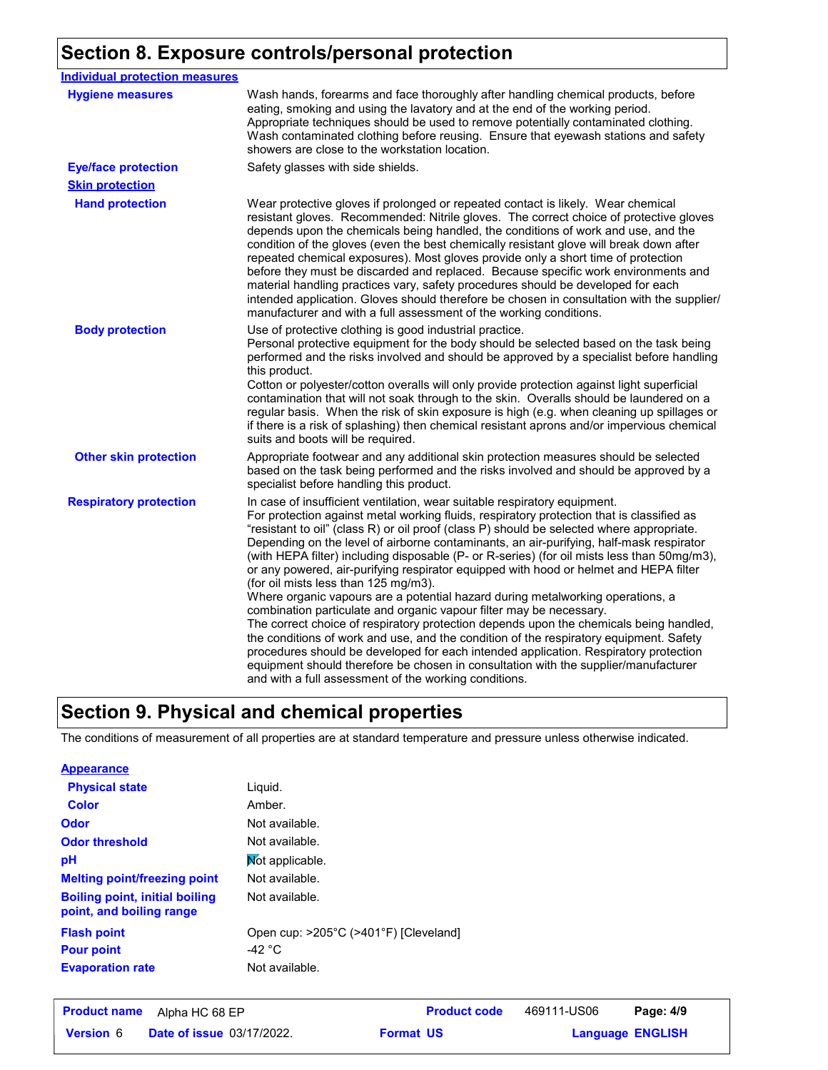## Section 8. Exposure controls/personal protection

**Individual protection measures**

| | |
|---|---|
| **Hygiene measures** | Wash hands, forearms and face thoroughly after handling chemical products, before eating, smoking and using the lavatory and at the end of the working period. Appropriate techniques should be used to remove potentially contaminated clothing. Wash contaminated clothing before reusing. Ensure that eyewash stations and safety showers are close to the workstation location. |
| **Eye/face protection** | Safety glasses with side shields. |
| **Skin protection** | |
| **Hand protection** | Wear protective gloves if prolonged or repeated contact is likely. Wear chemical resistant gloves. Recommended: Nitrile gloves. The correct choice of protective gloves depends upon the chemicals being handled, the conditions of work and use, and the condition of the gloves (even the best chemically resistant glove will break down after repeated chemical exposures). Most gloves provide only a short time of protection before they must be discarded and replaced. Because specific work environments and material handling practices vary, safety procedures should be developed for each intended application. Gloves should therefore be chosen in consultation with the supplier/ manufacturer and with a full assessment of the working conditions. |
| **Body protection** | Use of protective clothing is good industrial practice. Personal protective equipment for the body should be selected based on the task being performed and the risks involved and should be approved by a specialist before handling this product. Cotton or polyester/cotton overalls will only provide protection against light superficial contamination that will not soak through to the skin. Overalls should be laundered on a regular basis. When the risk of skin exposure is high (e.g. when cleaning up spillages or if there is a risk of splashing) then chemical resistant aprons and/or impervious chemical suits and boots will be required. |
| **Other skin protection** | Appropriate footwear and any additional skin protection measures should be selected based on the task being performed and the risks involved and should be approved by a specialist before handling this product. |
| **Respiratory protection** | In case of insufficient ventilation, wear suitable respiratory equipment. For protection against metal working fluids, respiratory protection that is classified as "resistant to oil" (class R) or oil proof (class P) should be selected where appropriate. Depending on the level of airborne contaminants, an air-purifying, half-mask respirator (with HEPA filter) including disposable (P- or R-series) (for oil mists less than 50mg/m3), or any powered, air-purifying respirator equipped with hood or helmet and HEPA filter (for oil mists less than 125 mg/m3). Where organic vapours are a potential hazard during metalworking operations, a combination particulate and organic vapour filter may be necessary. The correct choice of respiratory protection depends upon the chemicals being handled, the conditions of work and use, and the condition of the respiratory equipment. Safety procedures should be developed for each intended application. Respiratory protection equipment should therefore be chosen in consultation with the supplier/manufacturer and with a full assessment of the working conditions. |

## Section 9. Physical and chemical properties

The conditions of measurement of all properties are at standard temperature and pressure unless otherwise indicated.

**Appearance**

| | |
|---|---|
| **Physical state** | Liquid. |
| **Color** | Amber. |
| **Odor** | Not available. |
| **Odor threshold** | Not available. |
| **pH** | Not applicable. |
| **Melting point/freezing point** | Not available. |
| **Boiling point, initial boiling point, and boiling range** | Not available. |
| **Flash point** | Open cup: >205°C (>401°F) [Cleveland] |
| **Pour point** | -42 °C |
| **Evaporation rate** | Not available. |

| **Product name** | Alpha HC 68 EP | **Product code** | 469111-US06 |
|---|---|---|---|
| **Version** 6 | **Date of issue** 03/17/2022. | **Format** US | **Language** ENGLISH |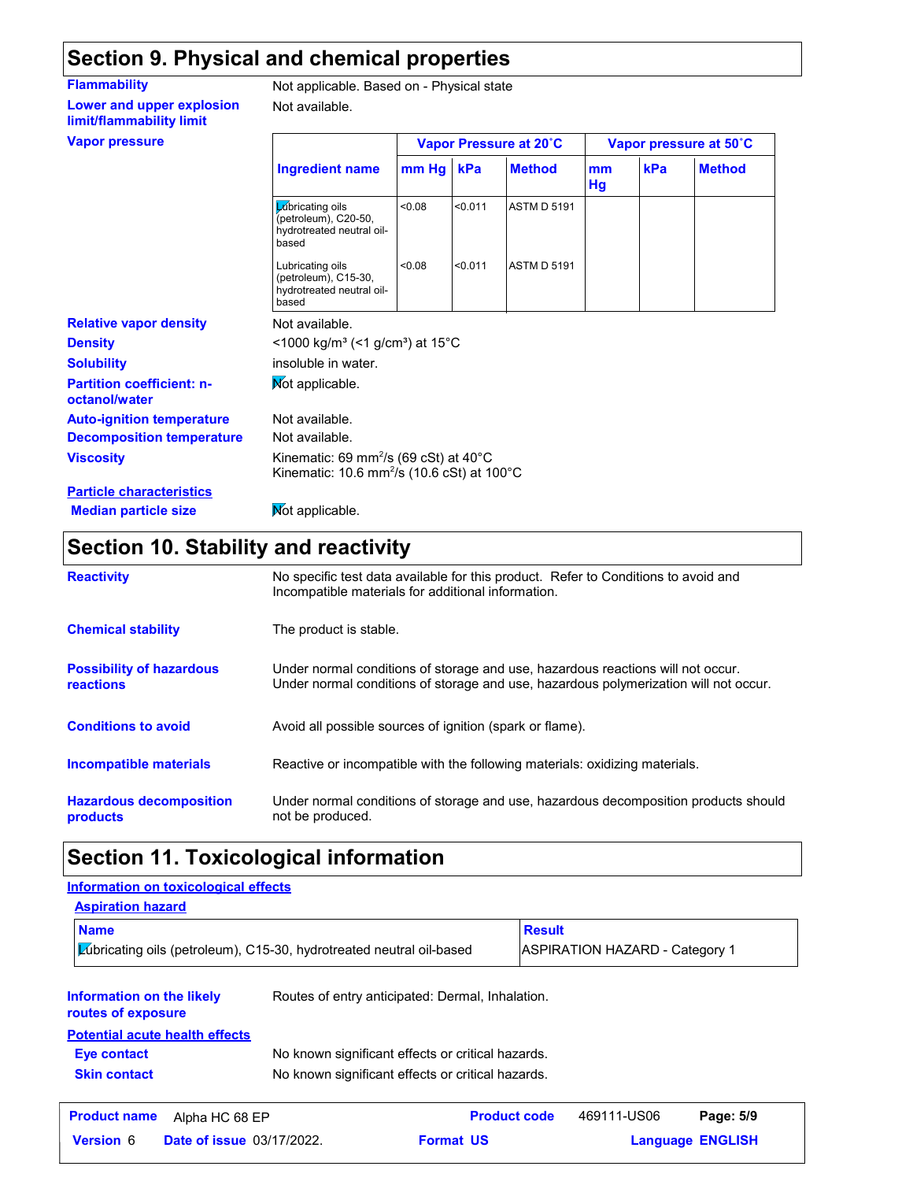## Section 9. Physical and chemical properties

**Flammability**: Not applicable. Based on - Physical state

**Lower and upper explosion limit/flammability limit**: Not available.

**Vapor pressure**

| Ingredient name | Vapor Pressure at 20˚C | | | Vapor pressure at 50˚C | | |
|---|---|---|---|---|---|---|
| | mm Hg | kPa | Method | mm Hg | kPa | Method |
| Lubricating oils (petroleum), C20-50, hydrotreated neutral oil-based | <0.08 | <0.011 | ASTM D 5191 | | | |
| Lubricating oils (petroleum), C15-30, hydrotreated neutral oil-based | <0.08 | <0.011 | ASTM D 5191 | | | |

**Relative vapor density**: Not available.

**Density**: <1000 kg/m³ (<1 g/cm³) at 15°C

**Solubility**: insoluble in water.

**Partition coefficient: n-octanol/water**: Not applicable.

**Auto-ignition temperature**: Not available.

**Decomposition temperature**: Not available.

**Viscosity**: Kinematic: 69 mm$^2$/s (69 cSt) at 40°C
Kinematic: 10.6 mm$^2$/s (10.6 cSt) at 100°C

**Particle characteristics**

**Median particle size**: Not applicable.

## Section 10. Stability and reactivity

**Reactivity**: No specific test data available for this product. Refer to Conditions to avoid and Incompatible materials for additional information.

**Chemical stability**: The product is stable.

**Possibility of hazardous reactions**: Under normal conditions of storage and use, hazardous reactions will not occur.
Under normal conditions of storage and use, hazardous polymerization will not occur.

**Conditions to avoid**: Avoid all possible sources of ignition (spark or flame).

**Incompatible materials**: Reactive or incompatible with the following materials: oxidizing materials.

**Hazardous decomposition products**: Under normal conditions of storage and use, hazardous decomposition products should not be produced.

## Section 11. Toxicological information

**Information on toxicological effects**

**Aspiration hazard**

| Name | Result |
|---|---|
| Lubricating oils (petroleum), C15-30, hydrotreated neutral oil-based | ASPIRATION HAZARD - Category 1 |

**Information on the likely routes of exposure**: Routes of entry anticipated: Dermal, Inhalation.

**Potential acute health effects**

**Eye contact**: No known significant effects or critical hazards.

**Skin contact**: No known significant effects or critical hazards.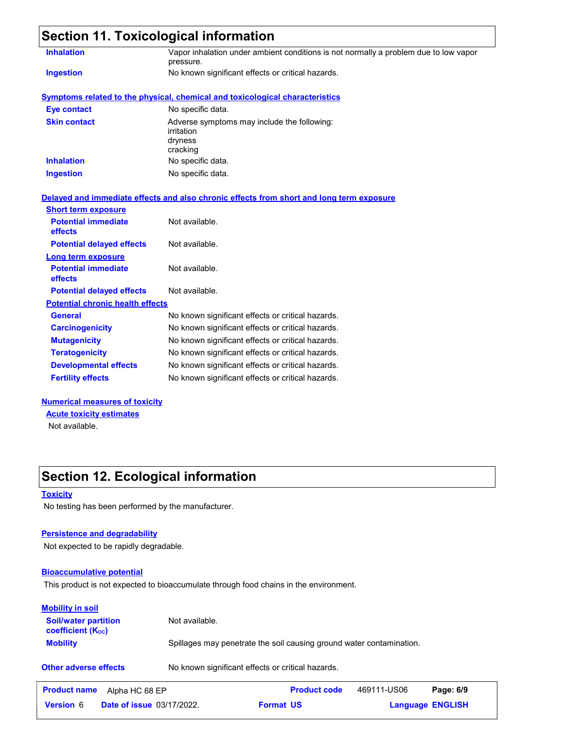## Section 11. Toxicological information

**Inhalation** Vapor inhalation under ambient conditions is not normally a problem due to low vapor pressure.

**Ingestion** No known significant effects or critical hazards.

### Symptoms related to the physical, chemical and toxicological characteristics

**Eye contact** No specific data.

**Skin contact** Adverse symptoms may include the following:
irritation
dryness
cracking

**Inhalation** No specific data.

**Ingestion** No specific data.

### Delayed and immediate effects and also chronic effects from short and long term exposure

**Short term exposure**

**Potential immediate effects** Not available.

**Potential delayed effects** Not available.

**Long term exposure**

**Potential immediate effects** Not available.

**Potential delayed effects** Not available.

**Potential chronic health effects**

**General** No known significant effects or critical hazards.

**Carcinogenicity** No known significant effects or critical hazards.

**Mutagenicity** No known significant effects or critical hazards.

**Teratogenicity** No known significant effects or critical hazards.

**Developmental effects** No known significant effects or critical hazards.

**Fertility effects** No known significant effects or critical hazards.

### Numerical measures of toxicity

**Acute toxicity estimates**

Not available.

## Section 12. Ecological information

### Toxicity

No testing has been performed by the manufacturer.

### Persistence and degradability

Not expected to be rapidly degradable.

### Bioaccumulative potential

This product is not expected to bioaccumulate through food chains in the environment.

### Mobility in soil

**Soil/water partition coefficient ($K_{OC}$)** Not available.

**Mobility** Spillages may penetrate the soil causing ground water contamination.

**Other adverse effects** No known significant effects or critical hazards.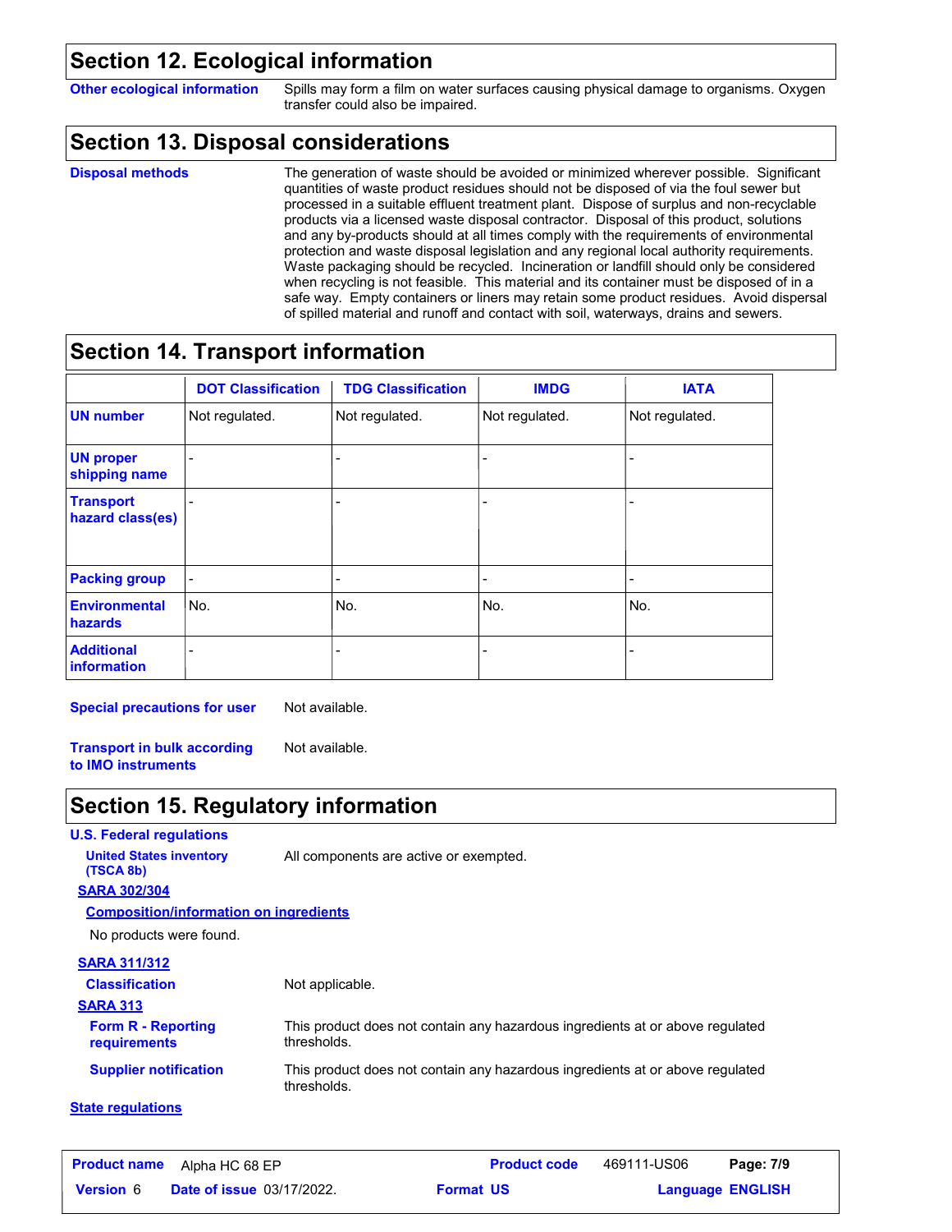## Section 12. Ecological information

**Other ecological information** Spills may form a film on water surfaces causing physical damage to organisms. Oxygen transfer could also be impaired.

## Section 13. Disposal considerations

**Disposal methods** The generation of waste should be avoided or minimized wherever possible. Significant quantities of waste product residues should not be disposed of via the foul sewer but processed in a suitable effluent treatment plant. Dispose of surplus and non-recyclable products via a licensed waste disposal contractor. Disposal of this product, solutions and any by-products should at all times comply with the requirements of environmental protection and waste disposal legislation and any regional local authority requirements. Waste packaging should be recycled. Incineration or landfill should only be considered when recycling is not feasible. This material and its container must be disposed of in a safe way. Empty containers or liners may retain some product residues. Avoid dispersal of spilled material and runoff and contact with soil, waterways, drains and sewers.

## Section 14. Transport information

| | DOT Classification | TDG Classification | IMDG | IATA |
|---|---|---|---|---|
| **UN number** | Not regulated. | Not regulated. | Not regulated. | Not regulated. |
| **UN proper shipping name** | - | - | - | - |
| **Transport hazard class(es)** | - | - | - | - |
| **Packing group** | - | - | - | - |
| **Environmental hazards** | No. | No. | No. | No. |
| **Additional information** | - | - | - | - |

**Special precautions for user** Not available.

**Transport in bulk according to IMO instruments** Not available.

## Section 15. Regulatory information

**U.S. Federal regulations**

**United States inventory (TSCA 8b)** All components are active or exempted.

**SARA 302/304**

**Composition/information on ingredients**

No products were found.

**SARA 311/312**

**Classification** Not applicable.

**SARA 313**

**Form R - Reporting requirements** This product does not contain any hazardous ingredients at or above regulated thresholds.

**Supplier notification** This product does not contain any hazardous ingredients at or above regulated thresholds.

**State regulations**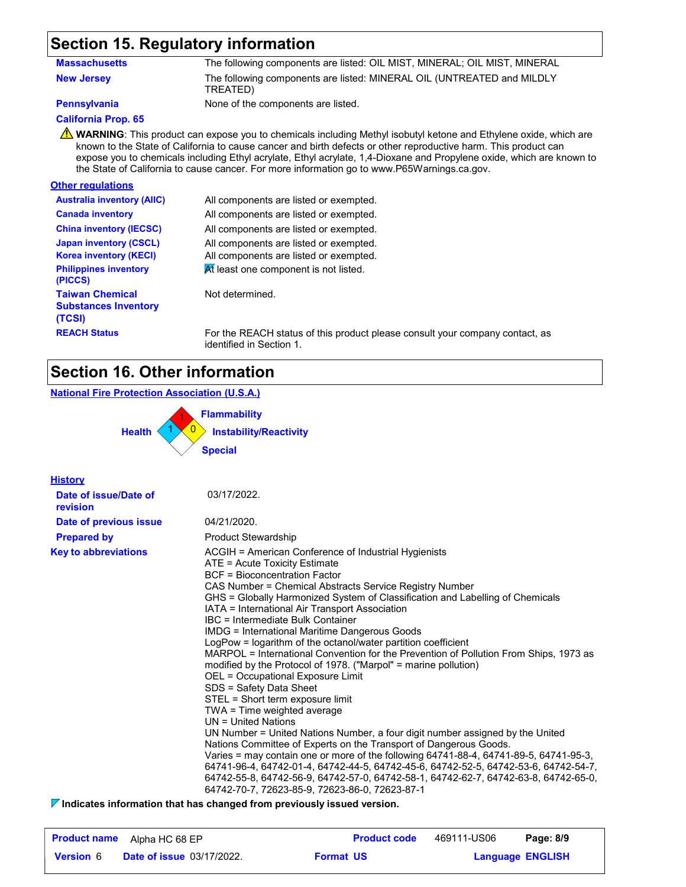## Section 15. Regulatory information

| | |
|---|---|
| **Massachusetts** | The following components are listed: OIL MIST, MINERAL; OIL MIST, MINERAL |
| **New Jersey** | The following components are listed: MINERAL OIL (UNTREATED and MILDLY TREATED) |
| **Pennsylvania** | None of the components are listed. |

**California Prop. 65**

⚠ **WARNING**: This product can expose you to chemicals including Methyl isobutyl ketone and Ethylene oxide, which are known to the State of California to cause cancer and birth defects or other reproductive harm. This product can expose you to chemicals including Ethyl acrylate, Ethyl acrylate, 1,4-Dioxane and Propylene oxide, which are known to the State of California to cause cancer. For more information go to www.P65Warnings.ca.gov.

**Other regulations**

| | |
|---|---|
| **Australia inventory (AIIC)** | All components are listed or exempted. |
| **Canada inventory** | All components are listed or exempted. |
| **China inventory (IECSC)** | All components are listed or exempted. |
| **Japan inventory (CSCL)** | All components are listed or exempted. |
| **Korea inventory (KECI)** | All components are listed or exempted. |
| **Philippines inventory (PICCS)** | At least one component is not listed. |
| **Taiwan Chemical Substances Inventory (TCSI)** | Not determined. |
| **REACH Status** | For the REACH status of this product please consult your company contact, as identified in Section 1. |

## Section 16. Other information

**National Fire Protection Association (U.S.A.)**

Health: 1
Flammability: 1
Instability/Reactivity: 0
Special:

**History**

| | |
|---|---|
| **Date of issue/Date of revision** | 03/17/2022. |
| **Date of previous issue** | 04/21/2020. |
| **Prepared by** | Product Stewardship |

**Key to abbreviations**

ACGIH = American Conference of Industrial Hygienists
ATE = Acute Toxicity Estimate
BCF = Bioconcentration Factor
CAS Number = Chemical Abstracts Service Registry Number
GHS = Globally Harmonized System of Classification and Labelling of Chemicals
IATA = International Air Transport Association
IBC = Intermediate Bulk Container
IMDG = International Maritime Dangerous Goods
LogPow = logarithm of the octanol/water partition coefficient
MARPOL = International Convention for the Prevention of Pollution From Ships, 1973 as modified by the Protocol of 1978. ("Marpol" = marine pollution)
OEL = Occupational Exposure Limit
SDS = Safety Data Sheet
STEL = Short term exposure limit
TWA = Time weighted average
UN = United Nations
UN Number = United Nations Number, a four digit number assigned by the United Nations Committee of Experts on the Transport of Dangerous Goods.
Varies = may contain one or more of the following 64741-88-4, 64741-89-5, 64741-95-3, 64741-96-4, 64742-01-4, 64742-44-5, 64742-45-6, 64742-52-5, 64742-53-6, 64742-54-7, 64742-55-8, 64742-56-9, 64742-57-0, 64742-58-1, 64742-62-7, 64742-63-8, 64742-65-0, 64742-70-7, 72623-85-9, 72623-86-0, 72623-87-1

**Indicates information that has changed from previously issued version.**

| | | | |
|---|---|---|---|
| **Product name** Alpha HC 68 EP | | **Product code** 469111-US06 | |
| **Version** 6 | **Date of issue** 03/17/2022. | **Format** US | **Language** ENGLISH |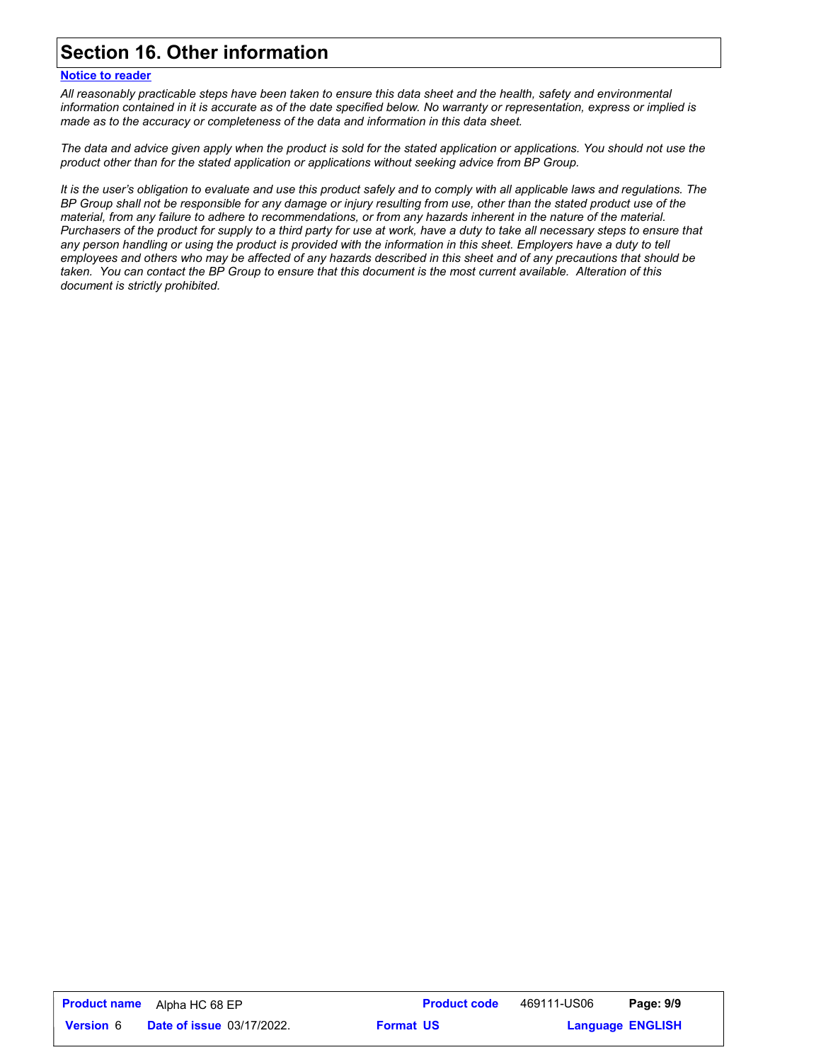## Section 16. Other information

**Notice to reader**

*All reasonably practicable steps have been taken to ensure this data sheet and the health, safety and environmental information contained in it is accurate as of the date specified below. No warranty or representation, express or implied is made as to the accuracy or completeness of the data and information in this data sheet.*

*The data and advice given apply when the product is sold for the stated application or applications. You should not use the product other than for the stated application or applications without seeking advice from BP Group.*

*It is the user's obligation to evaluate and use this product safely and to comply with all applicable laws and regulations. The BP Group shall not be responsible for any damage or injury resulting from use, other than the stated product use of the material, from any failure to adhere to recommendations, or from any hazards inherent in the nature of the material. Purchasers of the product for supply to a third party for use at work, have a duty to take all necessary steps to ensure that any person handling or using the product is provided with the information in this sheet. Employers have a duty to tell employees and others who may be affected of any hazards described in this sheet and of any precautions that should be taken. You can contact the BP Group to ensure that this document is the most current available. Alteration of this document is strictly prohibited.*